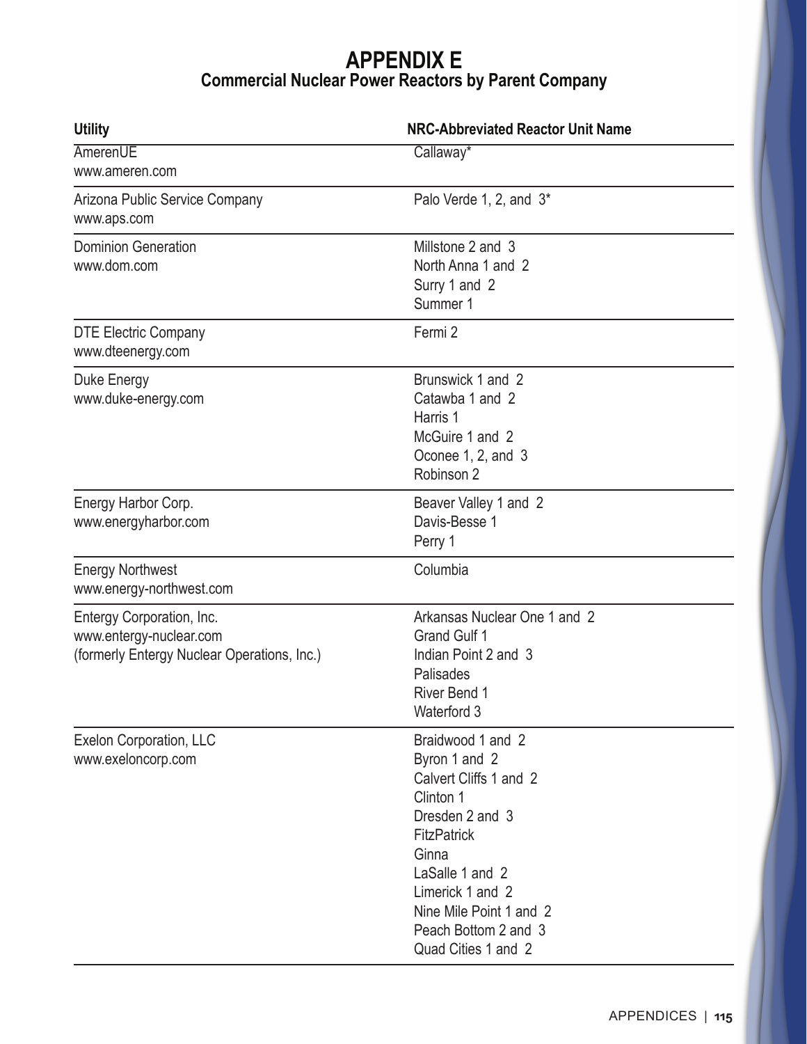# APPENDIX E

## Commercial Nuclear Power Reactors by Parent Company

| Utility | NRC-Abbreviated Reactor Unit Name |
|---|---|
| AmerenUE<br>www.ameren.com | Callaway* |
| Arizona Public Service Company<br>www.aps.com | Palo Verde 1, 2, and 3* |
| Dominion Generation<br>www.dom.com | Millstone 2 and 3<br>North Anna 1 and 2<br>Surry 1 and 2<br>Summer 1 |
| DTE Electric Company<br>www.dteenergy.com | Fermi 2 |
| Duke Energy<br>www.duke-energy.com | Brunswick 1 and 2<br>Catawba 1 and 2<br>Harris 1<br>McGuire 1 and 2<br>Oconee 1, 2, and 3<br>Robinson 2 |
| Energy Harbor Corp.<br>www.energyharbor.com | Beaver Valley 1 and 2<br>Davis-Besse 1<br>Perry 1 |
| Energy Northwest<br>www.energy-northwest.com | Columbia |
| Entergy Corporation, Inc.<br>www.entergy-nuclear.com<br>(formerly Entergy Nuclear Operations, Inc.) | Arkansas Nuclear One 1 and 2<br>Grand Gulf 1<br>Indian Point 2 and 3<br>Palisades<br>River Bend 1<br>Waterford 3 |
| Exelon Corporation, LLC<br>www.exeloncorp.com | Braidwood 1 and 2<br>Byron 1 and 2<br>Calvert Cliffs 1 and 2<br>Clinton 1<br>Dresden 2 and 3<br>FitzPatrick<br>Ginna<br>LaSalle 1 and 2<br>Limerick 1 and 2<br>Nine Mile Point 1 and 2<br>Peach Bottom 2 and 3<br>Quad Cities 1 and 2 |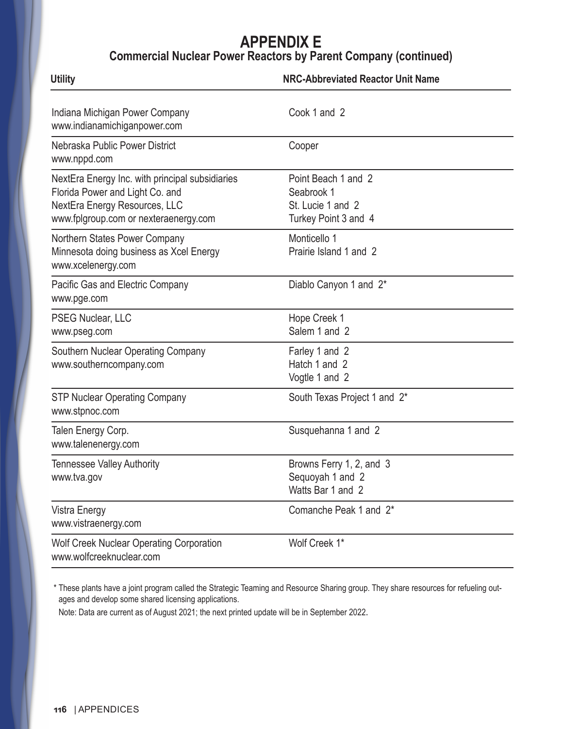# APPENDIX E

## Commercial Nuclear Power Reactors by Parent Company (continued)

| Utility | NRC-Abbreviated Reactor Unit Name |
|---|---|
| Indiana Michigan Power Company<br>www.indianamichiganpower.com | Cook 1 and 2 |
| Nebraska Public Power District<br>www.nppd.com | Cooper |
| NextEra Energy Inc. with principal subsidiaries<br>Florida Power and Light Co. and<br>NextEra Energy Resources, LLC<br>www.fplgroup.com or nexteraenergy.com | Point Beach 1 and 2<br>Seabrook 1<br>St. Lucie 1 and 2<br>Turkey Point 3 and 4 |
| Northern States Power Company<br>Minnesota doing business as Xcel Energy<br>www.xcelenergy.com | Monticello 1<br>Prairie Island 1 and 2 |
| Pacific Gas and Electric Company<br>www.pge.com | Diablo Canyon 1 and 2* |
| PSEG Nuclear, LLC<br>www.pseg.com | Hope Creek 1<br>Salem 1 and 2 |
| Southern Nuclear Operating Company<br>www.southerncompany.com | Farley 1 and 2<br>Hatch 1 and 2<br>Vogtle 1 and 2 |
| STP Nuclear Operating Company<br>www.stpnoc.com | South Texas Project 1 and 2* |
| Talen Energy Corp.<br>www.talenenergy.com | Susquehanna 1 and 2 |
| Tennessee Valley Authority<br>www.tva.gov | Browns Ferry 1, 2, and 3<br>Sequoyah 1 and 2<br>Watts Bar 1 and 2 |
| Vistra Energy<br>www.vistraenergy.com | Comanche Peak 1 and 2* |
| Wolf Creek Nuclear Operating Corporation<br>www.wolfcreeknuclear.com | Wolf Creek 1* |

\* These plants have a joint program called the Strategic Teaming and Resource Sharing group. They share resources for refueling outages and develop some shared licensing applications.

Note: Data are current as of August 2021; the next printed update will be in September 2022.